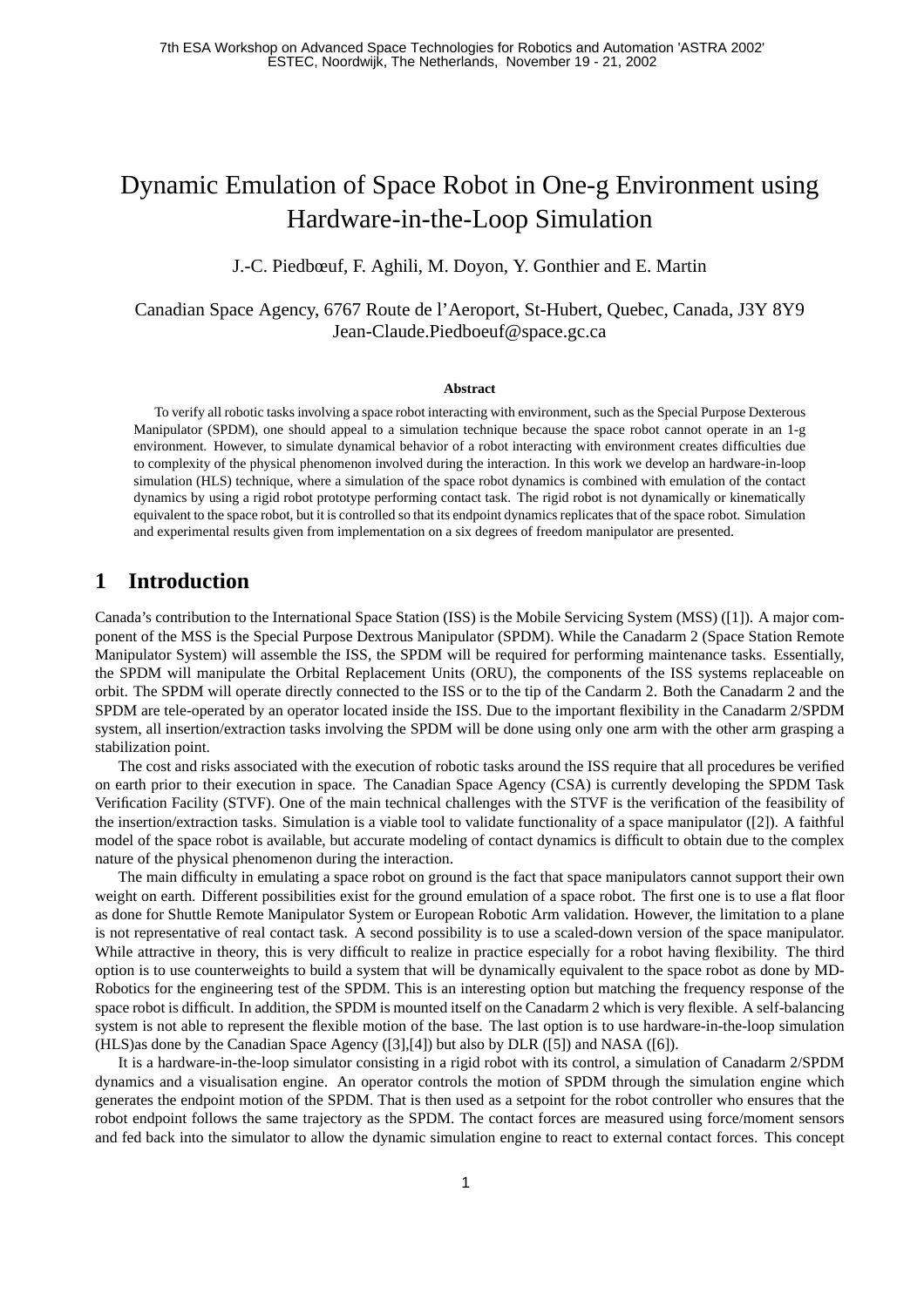# Dynamic Emulation of Space Robot in One-g Environment using Hardware-in-the-Loop Simulation

J.-C. Piedbœuf, F. Aghili, M. Doyon, Y. Gonthier and E. Martin

Canadian Space Agency, 6767 Route de l'Aeroport, St-Hubert, Quebec, Canada, J3Y 8Y9
Jean-Claude.Piedboeuf@space.gc.ca

**Abstract**

To verify all robotic tasks involving a space robot interacting with environment, such as the Special Purpose Dexterous Manipulator (SPDM), one should appeal to a simulation technique because the space robot cannot operate in an 1-g environment. However, to simulate dynamical behavior of a robot interacting with environment creates difficulties due to complexity of the physical phenomenon involved during the interaction. In this work we develop an hardware-in-loop simulation (HLS) technique, where a simulation of the space robot dynamics is combined with emulation of the contact dynamics by using a rigid robot prototype performing contact task. The rigid robot is not dynamically or kinematically equivalent to the space robot, but it is controlled so that its endpoint dynamics replicates that of the space robot. Simulation and experimental results given from implementation on a six degrees of freedom manipulator are presented.

## 1 Introduction

Canada's contribution to the International Space Station (ISS) is the Mobile Servicing System (MSS) ([1]). A major component of the MSS is the Special Purpose Dextrous Manipulator (SPDM). While the Canadarm 2 (Space Station Remote Manipulator System) will assemble the ISS, the SPDM will be required for performing maintenance tasks. Essentially, the SPDM will manipulate the Orbital Replacement Units (ORU), the components of the ISS systems replaceable on orbit. The SPDM will operate directly connected to the ISS or to the tip of the Candarm 2. Both the Canadarm 2 and the SPDM are tele-operated by an operator located inside the ISS. Due to the important flexibility in the Canadarm 2/SPDM system, all insertion/extraction tasks involving the SPDM will be done using only one arm with the other arm grasping a stabilization point.

The cost and risks associated with the execution of robotic tasks around the ISS require that all procedures be verified on earth prior to their execution in space. The Canadian Space Agency (CSA) is currently developing the SPDM Task Verification Facility (STVF). One of the main technical challenges with the STVF is the verification of the feasibility of the insertion/extraction tasks. Simulation is a viable tool to validate functionality of a space manipulator ([2]). A faithful model of the space robot is available, but accurate modeling of contact dynamics is difficult to obtain due to the complex nature of the physical phenomenon during the interaction.

The main difficulty in emulating a space robot on ground is the fact that space manipulators cannot support their own weight on earth. Different possibilities exist for the ground emulation of a space robot. The first one is to use a flat floor as done for Shuttle Remote Manipulator System or European Robotic Arm validation. However, the limitation to a plane is not representative of real contact task. A second possibility is to use a scaled-down version of the space manipulator. While attractive in theory, this is very difficult to realize in practice especially for a robot having flexibility. The third option is to use counterweights to build a system that will be dynamically equivalent to the space robot as done by MD-Robotics for the engineering test of the SPDM. This is an interesting option but matching the frequency response of the space robot is difficult. In addition, the SPDM is mounted itself on the Canadarm 2 which is very flexible. A self-balancing system is not able to represent the flexible motion of the base. The last option is to use hardware-in-the-loop simulation (HLS)as done by the Canadian Space Agency ([3],[4]) but also by DLR ([5]) and NASA ([6]).

It is a hardware-in-the-loop simulator consisting in a rigid robot with its control, a simulation of Canadarm 2/SPDM dynamics and a visualisation engine. An operator controls the motion of SPDM through the simulation engine which generates the endpoint motion of the SPDM. That is then used as a setpoint for the robot controller who ensures that the robot endpoint follows the same trajectory as the SPDM. The contact forces are measured using force/moment sensors and fed back into the simulator to allow the dynamic simulation engine to react to external contact forces. This concept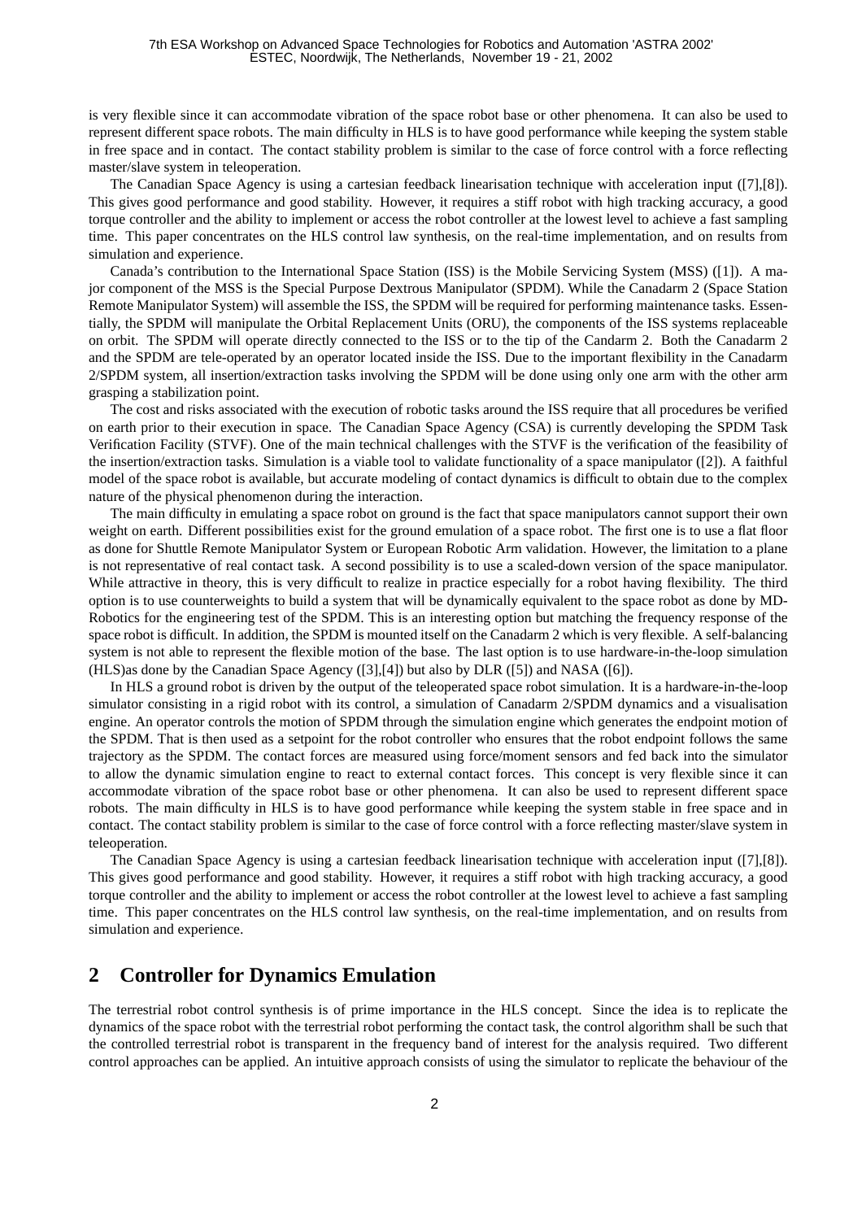is very flexible since it can accommodate vibration of the space robot base or other phenomena. It can also be used to represent different space robots. The main difficulty in HLS is to have good performance while keeping the system stable in free space and in contact. The contact stability problem is similar to the case of force control with a force reflecting master/slave system in teleoperation.

The Canadian Space Agency is using a cartesian feedback linearisation technique with acceleration input ([7],[8]). This gives good performance and good stability. However, it requires a stiff robot with high tracking accuracy, a good torque controller and the ability to implement or access the robot controller at the lowest level to achieve a fast sampling time. This paper concentrates on the HLS control law synthesis, on the real-time implementation, and on results from simulation and experience.

Canada's contribution to the International Space Station (ISS) is the Mobile Servicing System (MSS) ([1]). A major component of the MSS is the Special Purpose Dextrous Manipulator (SPDM). While the Canadarm 2 (Space Station Remote Manipulator System) will assemble the ISS, the SPDM will be required for performing maintenance tasks. Essentially, the SPDM will manipulate the Orbital Replacement Units (ORU), the components of the ISS systems replaceable on orbit. The SPDM will operate directly connected to the ISS or to the tip of the Candarm 2. Both the Canadarm 2 and the SPDM are tele-operated by an operator located inside the ISS. Due to the important flexibility in the Canadarm 2/SPDM system, all insertion/extraction tasks involving the SPDM will be done using only one arm with the other arm grasping a stabilization point.

The cost and risks associated with the execution of robotic tasks around the ISS require that all procedures be verified on earth prior to their execution in space. The Canadian Space Agency (CSA) is currently developing the SPDM Task Verification Facility (STVF). One of the main technical challenges with the STVF is the verification of the feasibility of the insertion/extraction tasks. Simulation is a viable tool to validate functionality of a space manipulator ([2]). A faithful model of the space robot is available, but accurate modeling of contact dynamics is difficult to obtain due to the complex nature of the physical phenomenon during the interaction.

The main difficulty in emulating a space robot on ground is the fact that space manipulators cannot support their own weight on earth. Different possibilities exist for the ground emulation of a space robot. The first one is to use a flat floor as done for Shuttle Remote Manipulator System or European Robotic Arm validation. However, the limitation to a plane is not representative of real contact task. A second possibility is to use a scaled-down version of the space manipulator. While attractive in theory, this is very difficult to realize in practice especially for a robot having flexibility. The third option is to use counterweights to build a system that will be dynamically equivalent to the space robot as done by MD-Robotics for the engineering test of the SPDM. This is an interesting option but matching the frequency response of the space robot is difficult. In addition, the SPDM is mounted itself on the Canadarm 2 which is very flexible. A self-balancing system is not able to represent the flexible motion of the base. The last option is to use hardware-in-the-loop simulation (HLS)as done by the Canadian Space Agency ([3],[4]) but also by DLR ([5]) and NASA ([6]).

In HLS a ground robot is driven by the output of the teleoperated space robot simulation. It is a hardware-in-the-loop simulator consisting in a rigid robot with its control, a simulation of Canadarm 2/SPDM dynamics and a visualisation engine. An operator controls the motion of SPDM through the simulation engine which generates the endpoint motion of the SPDM. That is then used as a setpoint for the robot controller who ensures that the robot endpoint follows the same trajectory as the SPDM. The contact forces are measured using force/moment sensors and fed back into the simulator to allow the dynamic simulation engine to react to external contact forces. This concept is very flexible since it can accommodate vibration of the space robot base or other phenomena. It can also be used to represent different space robots. The main difficulty in HLS is to have good performance while keeping the system stable in free space and in contact. The contact stability problem is similar to the case of force control with a force reflecting master/slave system in teleoperation.

The Canadian Space Agency is using a cartesian feedback linearisation technique with acceleration input ([7],[8]). This gives good performance and good stability. However, it requires a stiff robot with high tracking accuracy, a good torque controller and the ability to implement or access the robot controller at the lowest level to achieve a fast sampling time. This paper concentrates on the HLS control law synthesis, on the real-time implementation, and on results from simulation and experience.

## 2 Controller for Dynamics Emulation

The terrestrial robot control synthesis is of prime importance in the HLS concept. Since the idea is to replicate the dynamics of the space robot with the terrestrial robot performing the contact task, the control algorithm shall be such that the controlled terrestrial robot is transparent in the frequency band of interest for the analysis required. Two different control approaches can be applied. An intuitive approach consists of using the simulator to replicate the behaviour of the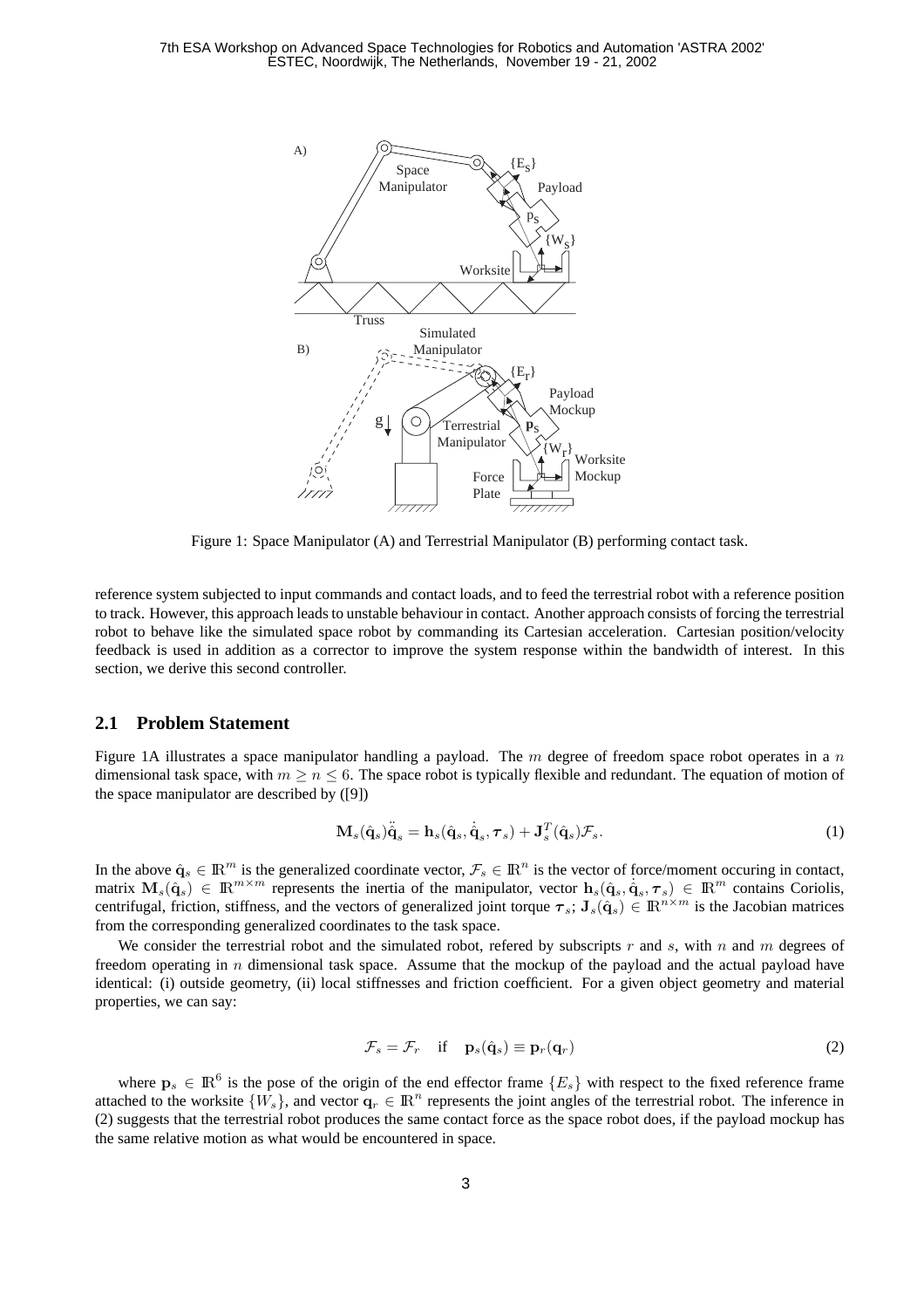Figure 1: Space Manipulator (A) and Terrestrial Manipulator (B) performing contact task.

reference system subjected to input commands and contact loads, and to feed the terrestrial robot with a reference position to track. However, this approach leads to unstable behaviour in contact. Another approach consists of forcing the terrestrial robot to behave like the simulated space robot by commanding its Cartesian acceleration. Cartesian position/velocity feedback is used in addition as a corrector to improve the system response within the bandwidth of interest. In this section, we derive this second controller.

## 2.1 Problem Statement

Figure 1A illustrates a space manipulator handling a payload. The $m$ degree of freedom space robot operates in a $n$ dimensional task space, with $m \geq n \leq 6$. The space robot is typically flexible and redundant. The equation of motion of the space manipulator are described by ([9])

$$\mathbf{M}_s(\hat{\mathbf{q}}_s)\ddot{\hat{\mathbf{q}}}_s = \mathbf{h}_s(\hat{\mathbf{q}}_s, \dot{\hat{\mathbf{q}}}_s, \boldsymbol{\tau}_s) + \mathbf{J}_s^T(\hat{\mathbf{q}}_s)\mathcal{F}_s. \tag{1}$$

In the above $\hat{\mathbf{q}}_s \in \mathbb{R}^m$ is the generalized coordinate vector, $\mathcal{F}_s \in \mathbb{R}^n$ is the vector of force/moment occuring in contact, matrix $\mathbf{M}_s(\hat{\mathbf{q}}_s) \in \mathbb{R}^{m \times m}$ represents the inertia of the manipulator, vector $\mathbf{h}_s(\hat{\mathbf{q}}_s, \dot{\hat{\mathbf{q}}}_s, \boldsymbol{\tau}_s) \in \mathbb{R}^m$ contains Coriolis, centrifugal, friction, stiffness, and the vectors of generalized joint torque $\boldsymbol{\tau}_s$; $\mathbf{J}_s(\hat{\mathbf{q}}_s) \in \mathbb{R}^{n \times m}$ is the Jacobian matrices from the corresponding generalized coordinates to the task space.

We consider the terrestrial robot and the simulated robot, refered by subscripts $r$ and $s$, with $n$ and $m$ degrees of freedom operating in $n$ dimensional task space. Assume that the mockup of the payload and the actual payload have identical: (i) outside geometry, (ii) local stiffnesses and friction coefficient. For a given object geometry and material properties, we can say:

$$\mathcal{F}_s = \mathcal{F}_r \quad \text{if} \quad \mathbf{p}_s(\hat{\mathbf{q}}_s) \equiv \mathbf{p}_r(\mathbf{q}_r) \tag{2}$$

where $\mathbf{p}_s \in \mathbb{R}^6$ is the pose of the origin of the end effector frame $\{E_s\}$ with respect to the fixed reference frame attached to the worksite $\{W_s\}$, and vector $\mathbf{q}_r \in \mathbb{R}^n$ represents the joint angles of the terrestrial robot. The inference in (2) suggests that the terrestrial robot produces the same contact force as the space robot does, if the payload mockup has the same relative motion as what would be encountered in space.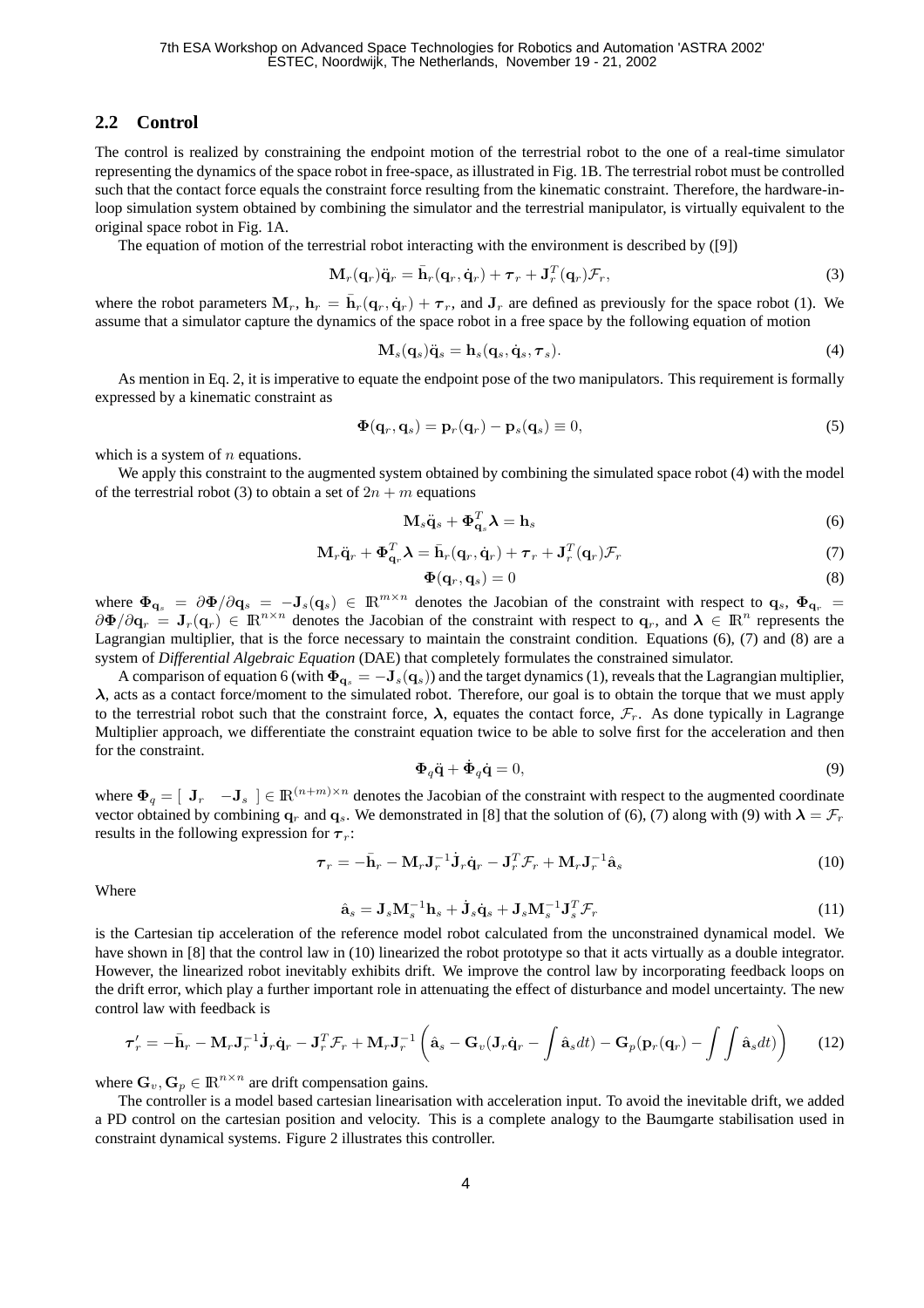## 2.2 Control

The control is realized by constraining the endpoint motion of the terrestrial robot to the one of a real-time simulator representing the dynamics of the space robot in free-space, as illustrated in Fig. 1B. The terrestrial robot must be controlled such that the contact force equals the constraint force resulting from the kinematic constraint. Therefore, the hardware-in-loop simulation system obtained by combining the simulator and the terrestrial manipulator, is virtually equivalent to the original space robot in Fig. 1A.

The equation of motion of the terrestrial robot interacting with the environment is described by ([9])

$$\mathbf{M}_r(\mathbf{q}_r)\ddot{\mathbf{q}}_r = \bar{\mathbf{h}}_r(\mathbf{q}_r, \dot{\mathbf{q}}_r) + \boldsymbol{\tau}_r + \mathbf{J}_r^T(\mathbf{q}_r)\mathcal{F}_r, \tag{3}$$

where the robot parameters $\mathbf{M}_r$, $\mathbf{h}_r = \bar{\mathbf{h}}_r(\mathbf{q}_r, \dot{\mathbf{q}}_r) + \boldsymbol{\tau}_r$, and $\mathbf{J}_r$ are defined as previously for the space robot (1). We assume that a simulator capture the dynamics of the space robot in a free space by the following equation of motion

$$\mathbf{M}_s(\mathbf{q}_s)\ddot{\mathbf{q}}_s = \mathbf{h}_s(\mathbf{q}_s, \dot{\mathbf{q}}_s, \boldsymbol{\tau}_s). \tag{4}$$

As mention in Eq. 2, it is imperative to equate the endpoint pose of the two manipulators. This requirement is formally expressed by a kinematic constraint as

$$\boldsymbol{\Phi}(\mathbf{q}_r, \mathbf{q}_s) = \mathbf{p}_r(\mathbf{q}_r) - \mathbf{p}_s(\mathbf{q}_s) \equiv 0, \tag{5}$$

which is a system of $n$ equations.

We apply this constraint to the augmented system obtained by combining the simulated space robot (4) with the model of the terrestrial robot (3) to obtain a set of $2n + m$ equations

$$\mathbf{M}_s\ddot{\mathbf{q}}_s + \boldsymbol{\Phi}_{\mathbf{q}_s}^T\boldsymbol{\lambda} = \mathbf{h}_s \tag{6}$$

$$\mathbf{M}_r\ddot{\mathbf{q}}_r + \boldsymbol{\Phi}_{\mathbf{q}_r}^T\boldsymbol{\lambda} = \bar{\mathbf{h}}_r(\mathbf{q}_r, \dot{\mathbf{q}}_r) + \boldsymbol{\tau}_r + \mathbf{J}_r^T(\mathbf{q}_r)\mathcal{F}_r \tag{7}$$

$$\boldsymbol{\Phi}(\mathbf{q}_r, \mathbf{q}_s) = 0 \tag{8}$$

where $\boldsymbol{\Phi}_{\mathbf{q}_s} = \partial\boldsymbol{\Phi}/\partial\mathbf{q}_s = -\mathbf{J}_s(\mathbf{q}_s) \in \mathbb{R}^{m \times n}$ denotes the Jacobian of the constraint with respect to $\mathbf{q}_s$, $\boldsymbol{\Phi}_{\mathbf{q}_r} = \partial\boldsymbol{\Phi}/\partial\mathbf{q}_r = \mathbf{J}_r(\mathbf{q}_r) \in \mathbb{R}^{n \times n}$ denotes the Jacobian of the constraint with respect to $\mathbf{q}_r$, and $\boldsymbol{\lambda} \in \mathbb{R}^n$ represents the Lagrangian multiplier, that is the force necessary to maintain the constraint condition. Equations (6), (7) and (8) are a system of *Differential Algebraic Equation* (DAE) that completely formulates the constrained simulator.

A comparison of equation 6 (with $\boldsymbol{\Phi}_{\mathbf{q}_s} = -\mathbf{J}_s(\mathbf{q}_s)$) and the target dynamics (1), reveals that the Lagrangian multiplier, $\boldsymbol{\lambda}$, acts as a contact force/moment to the simulated robot. Therefore, our goal is to obtain the torque that we must apply to the terrestrial robot such that the constraint force, $\boldsymbol{\lambda}$, equates the contact force, $\mathcal{F}_r$. As done typically in Lagrange Multiplier approach, we differentiate the constraint equation twice to be able to solve first for the acceleration and then for the constraint.

$$\boldsymbol{\Phi}_q\ddot{\mathbf{q}} + \dot{\boldsymbol{\Phi}}_q\dot{\mathbf{q}} = 0, \tag{9}$$

where $\boldsymbol{\Phi}_q = [\ \mathbf{J}_r \quad -\mathbf{J}_s\ ] \in \mathbb{R}^{(n+m)\times n}$ denotes the Jacobian of the constraint with respect to the augmented coordinate vector obtained by combining $\mathbf{q}_r$ and $\mathbf{q}_s$. We demonstrated in [8] that the solution of (6), (7) along with (9) with $\boldsymbol{\lambda} = \mathcal{F}_r$ results in the following expression for $\boldsymbol{\tau}_r$:

$$\boldsymbol{\tau}_r = -\bar{\mathbf{h}}_r - \mathbf{M}_r\mathbf{J}_r^{-1}\dot{\mathbf{J}}_r\dot{\mathbf{q}}_r - \mathbf{J}_r^T\mathcal{F}_r + \mathbf{M}_r\mathbf{J}_r^{-1}\hat{\mathbf{a}}_s \tag{10}$$

Where

$$\hat{\mathbf{a}}_s = \mathbf{J}_s\mathbf{M}_s^{-1}\mathbf{h}_s + \dot{\mathbf{J}}_s\dot{\mathbf{q}}_s + \mathbf{J}_s\mathbf{M}_s^{-1}\mathbf{J}_s^T\mathcal{F}_r \tag{11}$$

is the Cartesian tip acceleration of the reference model robot calculated from the unconstrained dynamical model. We have shown in [8] that the control law in (10) linearized the robot prototype so that it acts virtually as a double integrator. However, the linearized robot inevitably exhibits drift. We improve the control law by incorporating feedback loops on the drift error, which play a further important role in attenuating the effect of disturbance and model uncertainty. The new control law with feedback is

$$\boldsymbol{\tau}_r' = -\bar{\mathbf{h}}_r - \mathbf{M}_r\mathbf{J}_r^{-1}\dot{\mathbf{J}}_r\dot{\mathbf{q}}_r - \mathbf{J}_r^T\mathcal{F}_r + \mathbf{M}_r\mathbf{J}_r^{-1}\left(\hat{\mathbf{a}}_s - \mathbf{G}_v(\mathbf{J}_r\dot{\mathbf{q}}_r - \int\hat{\mathbf{a}}_s dt) - \mathbf{G}_p(\mathbf{p}_r(\mathbf{q}_r) - \int\int\hat{\mathbf{a}}_s dt)\right) \tag{12}$$

where $\mathbf{G}_v, \mathbf{G}_p \in \mathbb{R}^{n \times n}$ are drift compensation gains.

The controller is a model based cartesian linearisation with acceleration input. To avoid the inevitable drift, we added a PD control on the cartesian position and velocity. This is a complete analogy to the Baumgarte stabilisation used in constraint dynamical systems. Figure 2 illustrates this controller.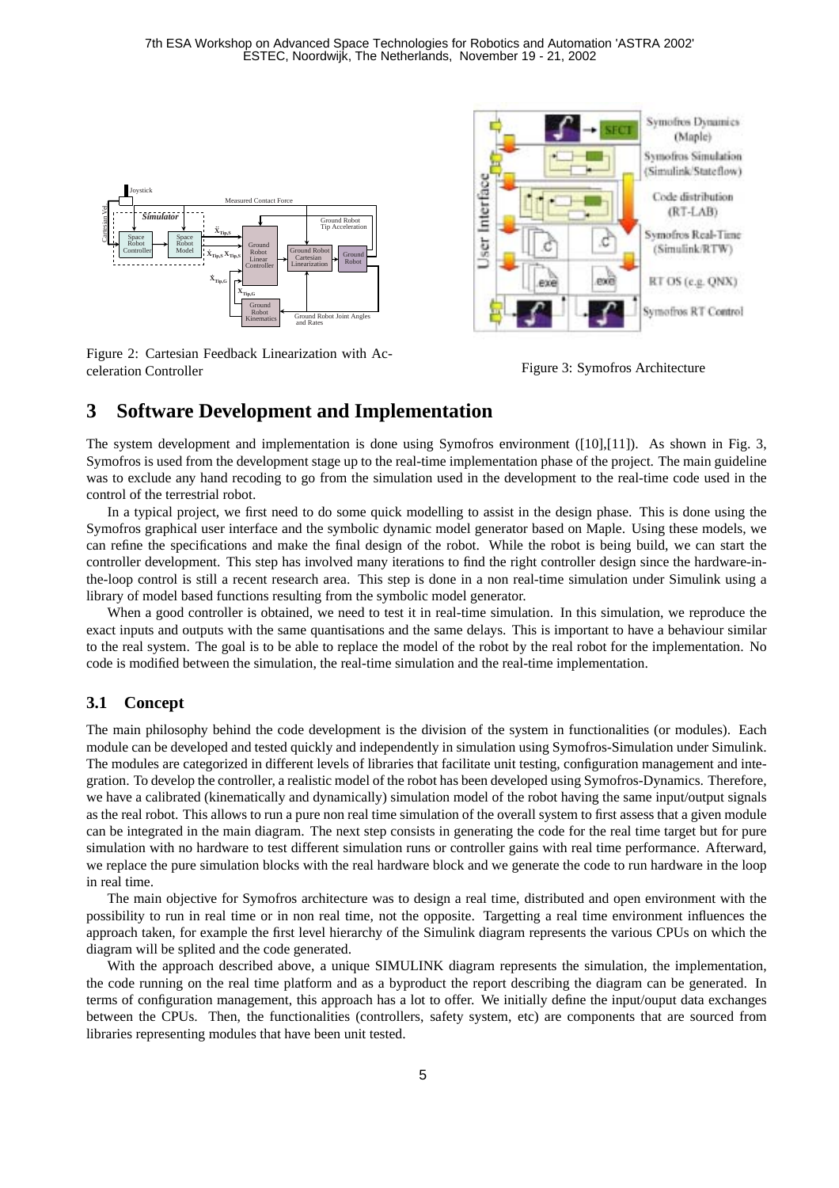Figure 2: Cartesian Feedback Linearization with Acceleration Controller

Figure 3: Symofros Architecture

## 3 Software Development and Implementation

The system development and implementation is done using Symofros environment ([10],[11]). As shown in Fig. 3, Symofros is used from the development stage up to the real-time implementation phase of the project. The main guideline was to exclude any hand recoding to go from the simulation used in the development to the real-time code used in the control of the terrestrial robot.

In a typical project, we first need to do some quick modelling to assist in the design phase. This is done using the Symofros graphical user interface and the symbolic dynamic model generator based on Maple. Using these models, we can refine the specifications and make the final design of the robot. While the robot is being build, we can start the controller development. This step has involved many iterations to find the right controller design since the hardware-in-the-loop control is still a recent research area. This step is done in a non real-time simulation under Simulink using a library of model based functions resulting from the symbolic model generator.

When a good controller is obtained, we need to test it in real-time simulation. In this simulation, we reproduce the exact inputs and outputs with the same quantisations and the same delays. This is important to have a behaviour similar to the real system. The goal is to be able to replace the model of the robot by the real robot for the implementation. No code is modified between the simulation, the real-time simulation and the real-time implementation.

### 3.1 Concept

The main philosophy behind the code development is the division of the system in functionalities (or modules). Each module can be developed and tested quickly and independently in simulation using Symofros-Simulation under Simulink. The modules are categorized in different levels of libraries that facilitate unit testing, configuration management and integration. To develop the controller, a realistic model of the robot has been developed using Symofros-Dynamics. Therefore, we have a calibrated (kinematically and dynamically) simulation model of the robot having the same input/output signals as the real robot. This allows to run a pure non real time simulation of the overall system to first assess that a given module can be integrated in the main diagram. The next step consists in generating the code for the real time target but for pure simulation with no hardware to test different simulation runs or controller gains with real time performance. Afterward, we replace the pure simulation blocks with the real hardware block and we generate the code to run hardware in the loop in real time.

The main objective for Symofros architecture was to design a real time, distributed and open environment with the possibility to run in real time or in non real time, not the opposite. Targetting a real time environment influences the approach taken, for example the first level hierarchy of the Simulink diagram represents the various CPUs on which the diagram will be splited and the code generated.

With the approach described above, a unique SIMULINK diagram represents the simulation, the implementation, the code running on the real time platform and as a byproduct the report describing the diagram can be generated. In terms of configuration management, this approach has a lot to offer. We initially define the input/ouput data exchanges between the CPUs. Then, the functionalities (controllers, safety system, etc) are components that are sourced from libraries representing modules that have been unit tested.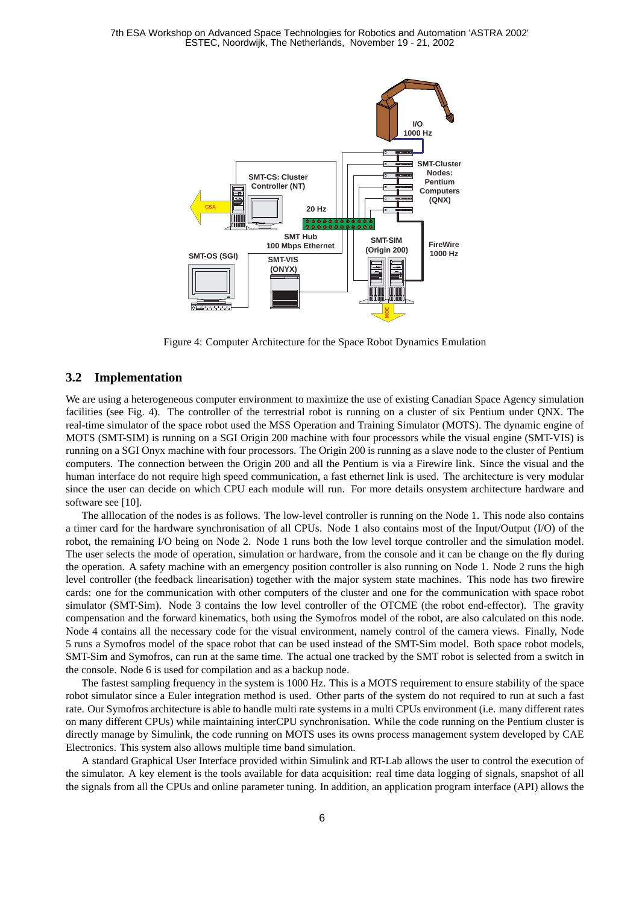I/O
1000 Hz

SMT-Cluster
Nodes:
Pentium
Computers
(QNX)

SMT-CS: Cluster
Controller (NT)

CSA

20 Hz

SMT Hub
100 Mbps Ethernet

SMT-SIM
(Origin 200)

FireWire
1000 Hz

SMT-OS (SGI)

SMT-VIS
(ONYX)

MOC

Figure 4: Computer Architecture for the Space Robot Dynamics Emulation

## 3.2 Implementation

We are using a heterogeneous computer environment to maximize the use of existing Canadian Space Agency simulation facilities (see Fig. 4). The controller of the terrestrial robot is running on a cluster of six Pentium under QNX. The real-time simulator of the space robot used the MSS Operation and Training Simulator (MOTS). The dynamic engine of MOTS (SMT-SIM) is running on a SGI Origin 200 machine with four processors while the visual engine (SMT-VIS) is running on a SGI Onyx machine with four processors. The Origin 200 is running as a slave node to the cluster of Pentium computers. The connection between the Origin 200 and all the Pentium is via a Firewire link. Since the visual and the human interface do not require high speed communication, a fast ethernet link is used. The architecture is very modular since the user can decide on which CPU each module will run. For more details onsystem architecture hardware and software see [10].

The alllocation of the nodes is as follows. The low-level controller is running on the Node 1. This node also contains a timer card for the hardware synchronisation of all CPUs. Node 1 also contains most of the Input/Output (I/O) of the robot, the remaining I/O being on Node 2. Node 1 runs both the low level torque controller and the simulation model. The user selects the mode of operation, simulation or hardware, from the console and it can be change on the fly during the operation. A safety machine with an emergency position controller is also running on Node 1. Node 2 runs the high level controller (the feedback linearisation) together with the major system state machines. This node has two firewire cards: one for the communication with other computers of the cluster and one for the communication with space robot simulator (SMT-Sim). Node 3 contains the low level controller of the OTCME (the robot end-effector). The gravity compensation and the forward kinematics, both using the Symofros model of the robot, are also calculated on this node. Node 4 contains all the necessary code for the visual environment, namely control of the camera views. Finally, Node 5 runs a Symofros model of the space robot that can be used instead of the SMT-Sim model. Both space robot models, SMT-Sim and Symofros, can run at the same time. The actual one tracked by the SMT robot is selected from a switch in the console. Node 6 is used for compilation and as a backup node.

The fastest sampling frequency in the system is 1000 Hz. This is a MOTS requirement to ensure stability of the space robot simulator since a Euler integration method is used. Other parts of the system do not required to run at such a fast rate. Our Symofros architecture is able to handle multi rate systems in a multi CPUs environment (i.e. many different rates on many different CPUs) while maintaining interCPU synchronisation. While the code running on the Pentium cluster is directly manage by Simulink, the code running on MOTS uses its owns process management system developed by CAE Electronics. This system also allows multiple time band simulation.

A standard Graphical User Interface provided within Simulink and RT-Lab allows the user to control the execution of the simulator. A key element is the tools available for data acquisition: real time data logging of signals, snapshot of all the signals from all the CPUs and online parameter tuning. In addition, an application program interface (API) allows the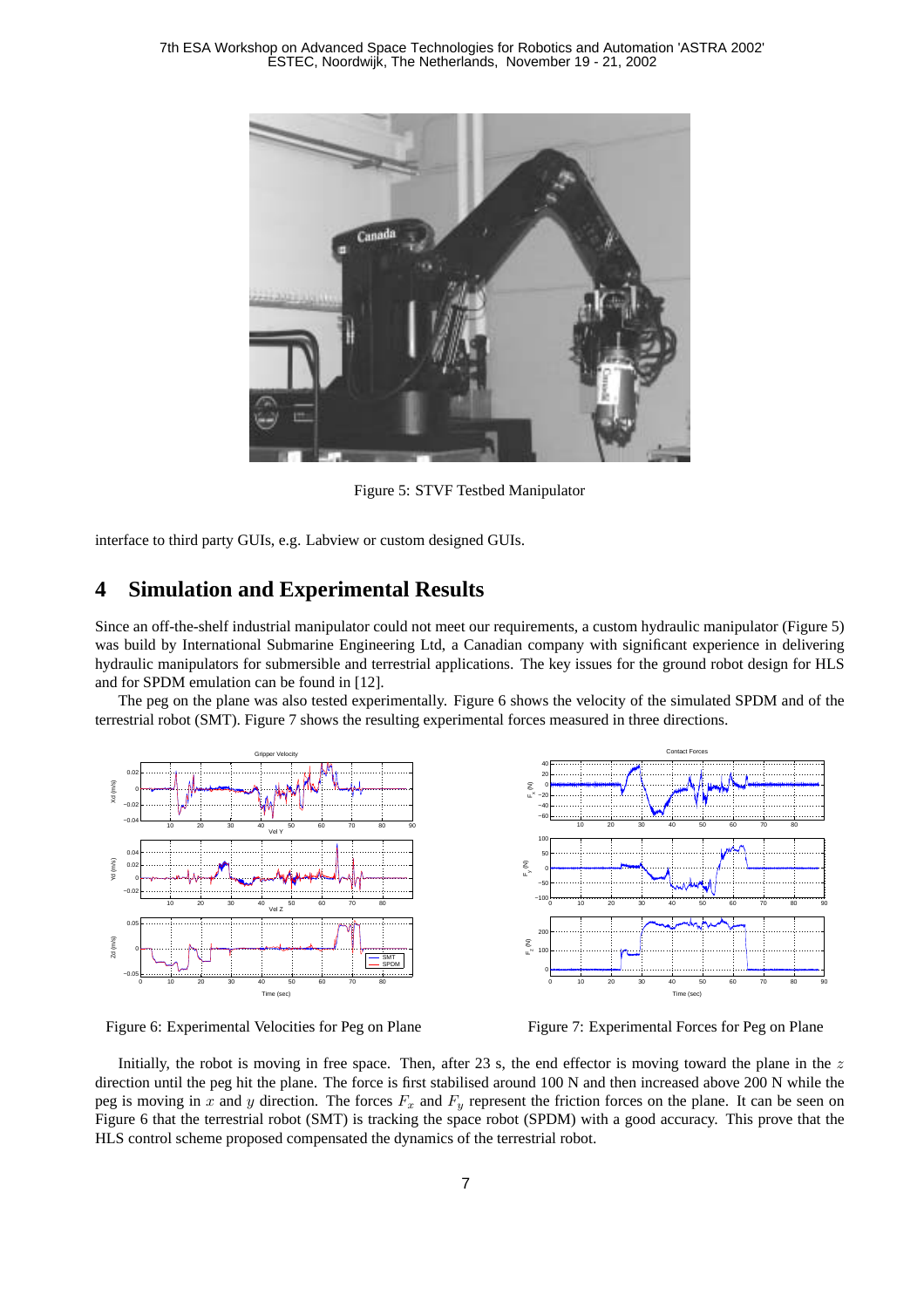Figure 5: STVF Testbed Manipulator

interface to third party GUIs, e.g. Labview or custom designed GUIs.

## 4 Simulation and Experimental Results

Since an off-the-shelf industrial manipulator could not meet our requirements, a custom hydraulic manipulator (Figure 5) was build by International Submarine Engineering Ltd, a Canadian company with significant experience in delivering hydraulic manipulators for submersible and terrestrial applications. The key issues for the ground robot design for HLS and for SPDM emulation can be found in [12].

The peg on the plane was also tested experimentally. Figure 6 shows the velocity of the simulated SPDM and of the terrestrial robot (SMT). Figure 7 shows the resulting experimental forces measured in three directions.

Figure 6: Experimental Velocities for Peg on Plane

Figure 7: Experimental Forces for Peg on Plane

Initially, the robot is moving in free space. Then, after 23 s, the end effector is moving toward the plane in the $z$ direction until the peg hit the plane. The force is first stabilised around 100 N and then increased above 200 N while the peg is moving in $x$ and $y$ direction. The forces $F_x$ and $F_y$ represent the friction forces on the plane. It can be seen on Figure 6 that the terrestrial robot (SMT) is tracking the space robot (SPDM) with a good accuracy. This prove that the HLS control scheme proposed compensated the dynamics of the terrestrial robot.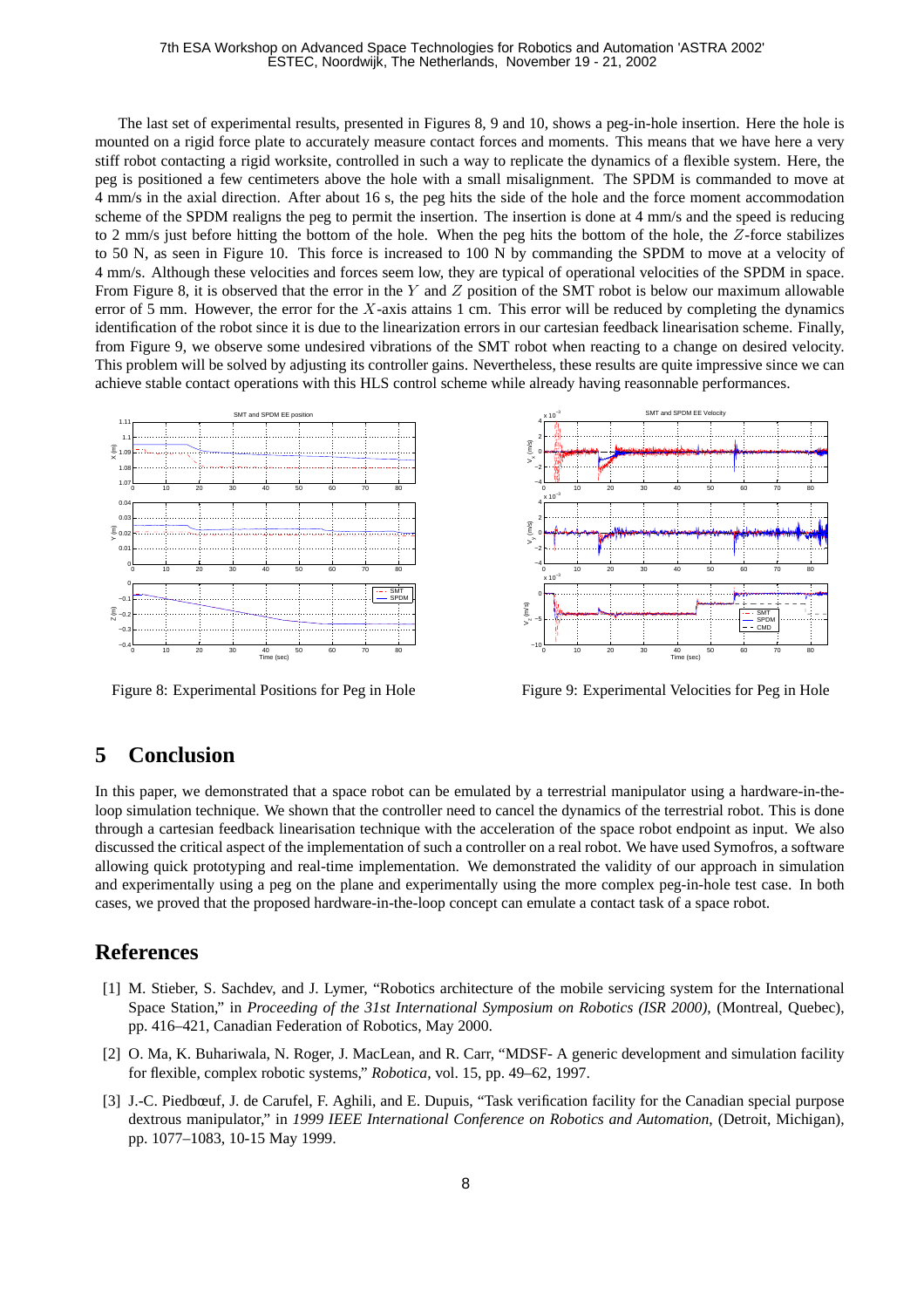The last set of experimental results, presented in Figures 8, 9 and 10, shows a peg-in-hole insertion. Here the hole is mounted on a rigid force plate to accurately measure contact forces and moments. This means that we have here a very stiff robot contacting a rigid worksite, controlled in such a way to replicate the dynamics of a flexible system. Here, the peg is positioned a few centimeters above the hole with a small misalignment. The SPDM is commanded to move at 4 mm/s in the axial direction. After about 16 s, the peg hits the side of the hole and the force moment accommodation scheme of the SPDM realigns the peg to permit the insertion. The insertion is done at 4 mm/s and the speed is reducing to 2 mm/s just before hitting the bottom of the hole. When the peg hits the bottom of the hole, the $Z$-force stabilizes to 50 N, as seen in Figure 10. This force is increased to 100 N by commanding the SPDM to move at a velocity of 4 mm/s. Although these velocities and forces seem low, they are typical of operational velocities of the SPDM in space. From Figure 8, it is observed that the error in the $Y$ and $Z$ position of the SMT robot is below our maximum allowable error of 5 mm. However, the error for the $X$-axis attains 1 cm. This error will be reduced by completing the dynamics identification of the robot since it is due to the linearization errors in our cartesian feedback linearisation scheme. Finally, from Figure 9, we observe some undesired vibrations of the SMT robot when reacting to a change on desired velocity. This problem will be solved by adjusting its controller gains. Nevertheless, these results are quite impressive since we can achieve stable contact operations with this HLS control scheme while already having reasonnable performances.

Figure 8: Experimental Positions for Peg in Hole

Figure 9: Experimental Velocities for Peg in Hole

## 5 Conclusion

In this paper, we demonstrated that a space robot can be emulated by a terrestrial manipulator using a hardware-in-the-loop simulation technique. We shown that the controller need to cancel the dynamics of the terrestrial robot. This is done through a cartesian feedback linearisation technique with the acceleration of the space robot endpoint as input. We also discussed the critical aspect of the implementation of such a controller on a real robot. We have used Symofros, a software allowing quick prototyping and real-time implementation. We demonstrated the validity of our approach in simulation and experimentally using a peg on the plane and experimentally using the more complex peg-in-hole test case. In both cases, we proved that the proposed hardware-in-the-loop concept can emulate a contact task of a space robot.

## References

[1] M. Stieber, S. Sachdev, and J. Lymer, "Robotics architecture of the mobile servicing system for the International Space Station," in *Proceeding of the 31st International Symposium on Robotics (ISR 2000)*, (Montreal, Quebec), pp. 416–421, Canadian Federation of Robotics, May 2000.

[2] O. Ma, K. Buhariwala, N. Roger, J. MacLean, and R. Carr, "MDSF- A generic development and simulation facility for flexible, complex robotic systems," *Robotica*, vol. 15, pp. 49–62, 1997.

[3] J.-C. Piedbœuf, J. de Carufel, F. Aghili, and E. Dupuis, "Task verification facility for the Canadian special purpose dextrous manipulator," in *1999 IEEE International Conference on Robotics and Automation*, (Detroit, Michigan), pp. 1077–1083, 10-15 May 1999.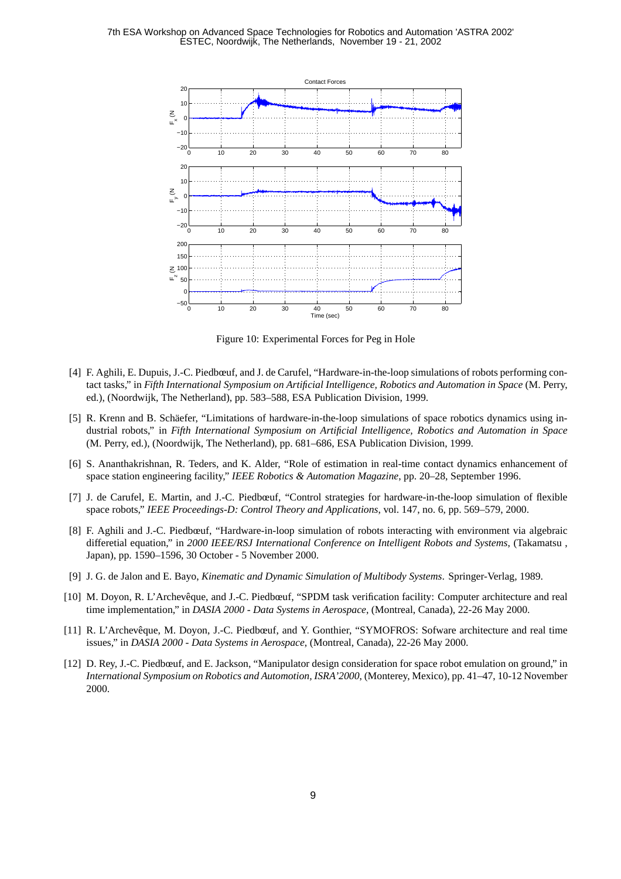Contact Forces

$F_x$ (N

20
10
0
−10
−20
0 10 20 30 40 50 60 70 80

$F_y$ (N

20
10
0
−10
−20
0 10 20 30 40 50 60 70 80

$F_z$ (N

200
150
100
50
0
−50
0 10 20 30 40 50 60 70 80
Time (sec)

Figure 10: Experimental Forces for Peg in Hole

[4] F. Aghili, E. Dupuis, J.-C. Piedbœuf, and J. de Carufel, "Hardware-in-the-loop simulations of robots performing contact tasks," in *Fifth International Symposium on Artificial Intelligence, Robotics and Automation in Space* (M. Perry, ed.), (Noordwijk, The Netherland), pp. 583–588, ESA Publication Division, 1999.

[5] R. Krenn and B. Schäefer, "Limitations of hardware-in-the-loop simulations of space robotics dynamics using industrial robots," in *Fifth International Symposium on Artificial Intelligence, Robotics and Automation in Space* (M. Perry, ed.), (Noordwijk, The Netherland), pp. 681–686, ESA Publication Division, 1999.

[6] S. Ananthakrishnan, R. Teders, and K. Alder, "Role of estimation in real-time contact dynamics enhancement of space station engineering facility," *IEEE Robotics & Automation Magazine*, pp. 20–28, September 1996.

[7] J. de Carufel, E. Martin, and J.-C. Piedbœuf, "Control strategies for hardware-in-the-loop simulation of flexible space robots," *IEEE Proceedings-D: Control Theory and Applications*, vol. 147, no. 6, pp. 569–579, 2000.

[8] F. Aghili and J.-C. Piedbœuf, "Hardware-in-loop simulation of robots interacting with environment via algebraic differetial equation," in *2000 IEEE/RSJ International Conference on Intelligent Robots and Systems*, (Takamatsu , Japan), pp. 1590–1596, 30 October - 5 November 2000.

[9] J. G. de Jalon and E. Bayo, *Kinematic and Dynamic Simulation of Multibody Systems*. Springer-Verlag, 1989.

[10] M. Doyon, R. L'Archevêque, and J.-C. Piedbœuf, "SPDM task verification facility: Computer architecture and real time implementation," in *DASIA 2000 - Data Systems in Aerospace*, (Montreal, Canada), 22-26 May 2000.

[11] R. L'Archevêque, M. Doyon, J.-C. Piedbœuf, and Y. Gonthier, "SYMOFROS: Sofware architecture and real time issues," in *DASIA 2000 - Data Systems in Aerospace*, (Montreal, Canada), 22-26 May 2000.

[12] D. Rey, J.-C. Piedbœuf, and E. Jackson, "Manipulator design consideration for space robot emulation on ground," in *International Symposium on Robotics and Automotion, ISRA'2000*, (Monterey, Mexico), pp. 41–47, 10-12 November 2000.